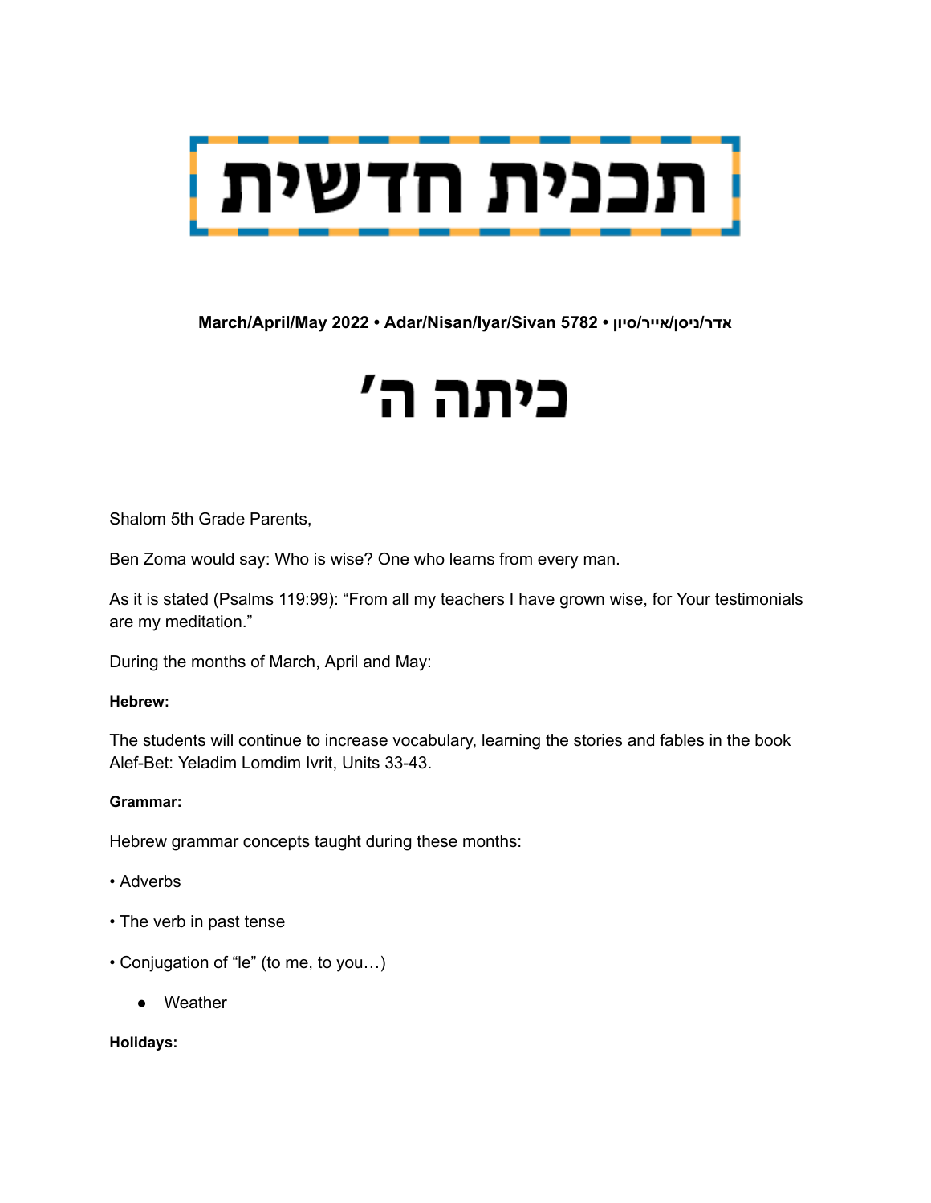# תכנית חדשית

**March/April/May 2022 • Adar/Nisan/Iyar/Sivan 5782 • אדר/ניסן/אייר/סיון**

# כיתה ה׳

Shalom 5th Grade Parents,

Ben Zoma would say: Who is wise? One who learns from every man.

As it is stated (Psalms 119:99): "From all my teachers I have grown wise, for Your testimonials are my meditation."

During the months of March, April and May:

**Hebrew:**

The students will continue to increase vocabulary, learning the stories and fables in the book Alef-Bet: Yeladim Lomdim Ivrit, Units 33-43.

**Grammar:**

Hebrew grammar concepts taught during these months:

• Adverbs

• The verb in past tense

• Conjugation of "le" (to me, to you…)

- Weather

**Holidays:**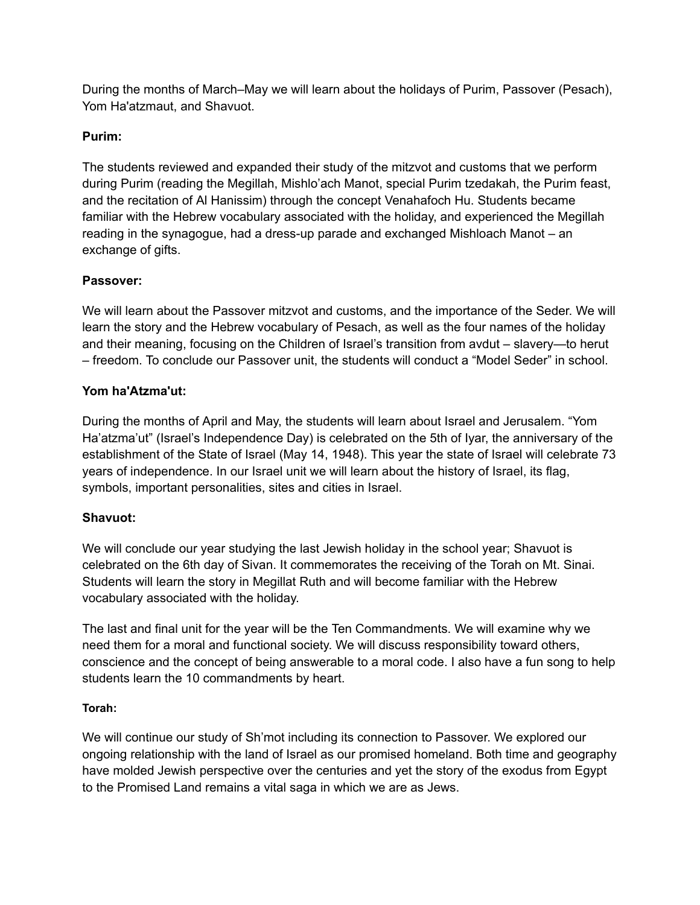During the months of March–May we will learn about the holidays of Purim, Passover (Pesach), Yom Ha'atzmaut, and Shavuot.

**Purim:**

The students reviewed and expanded their study of the mitzvot and customs that we perform during Purim (reading the Megillah, Mishlo'ach Manot, special Purim tzedakah, the Purim feast, and the recitation of Al Hanissim) through the concept Venahafoch Hu. Students became familiar with the Hebrew vocabulary associated with the holiday, and experienced the Megillah reading in the synagogue, had a dress-up parade and exchanged Mishloach Manot – an exchange of gifts.

**Passover:**

We will learn about the Passover mitzvot and customs, and the importance of the Seder. We will learn the story and the Hebrew vocabulary of Pesach, as well as the four names of the holiday and their meaning, focusing on the Children of Israel's transition from avdut – slavery—to herut – freedom. To conclude our Passover unit, the students will conduct a "Model Seder" in school.

**Yom ha'Atzma'ut:**

During the months of April and May, the students will learn about Israel and Jerusalem. "Yom Ha'atzma'ut" (Israel's Independence Day) is celebrated on the 5th of Iyar, the anniversary of the establishment of the State of Israel (May 14, 1948). This year the state of Israel will celebrate 73 years of independence. In our Israel unit we will learn about the history of Israel, its flag, symbols, important personalities, sites and cities in Israel.

**Shavuot:**

We will conclude our year studying the last Jewish holiday in the school year; Shavuot is celebrated on the 6th day of Sivan. It commemorates the receiving of the Torah on Mt. Sinai. Students will learn the story in Megillat Ruth and will become familiar with the Hebrew vocabulary associated with the holiday.

The last and final unit for the year will be the Ten Commandments. We will examine why we need them for a moral and functional society. We will discuss responsibility toward others, conscience and the concept of being answerable to a moral code. I also have a fun song to help students learn the 10 commandments by heart.

**Torah:**

We will continue our study of Sh'mot including its connection to Passover. We explored our ongoing relationship with the land of Israel as our promised homeland. Both time and geography have molded Jewish perspective over the centuries and yet the story of the exodus from Egypt to the Promised Land remains a vital saga in which we are as Jews.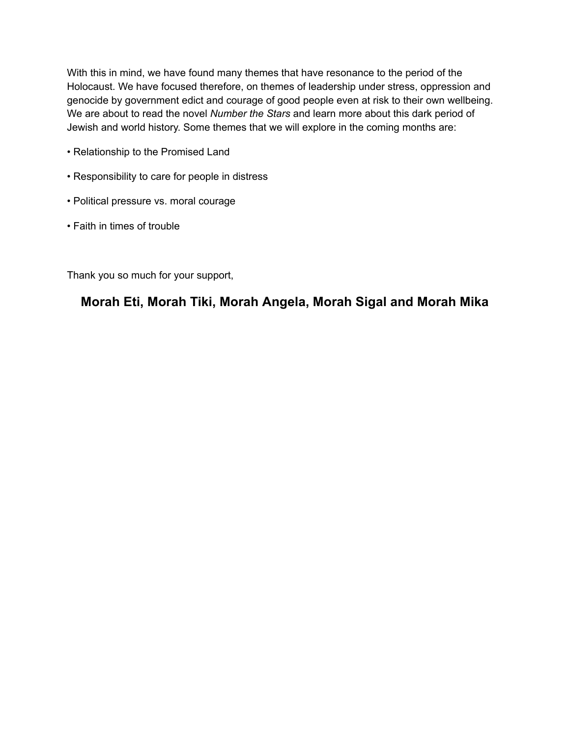With this in mind, we have found many themes that have resonance to the period of the Holocaust. We have focused therefore, on themes of leadership under stress, oppression and genocide by government edict and courage of good people even at risk to their own wellbeing. We are about to read the novel *Number the Stars* and learn more about this dark period of Jewish and world history. Some themes that we will explore in the coming months are:

- Relationship to the Promised Land
- Responsibility to care for people in distress
- Political pressure vs. moral courage
- Faith in times of trouble

Thank you so much for your support,

**Morah Eti, Morah Tiki, Morah Angela, Morah Sigal and Morah Mika**